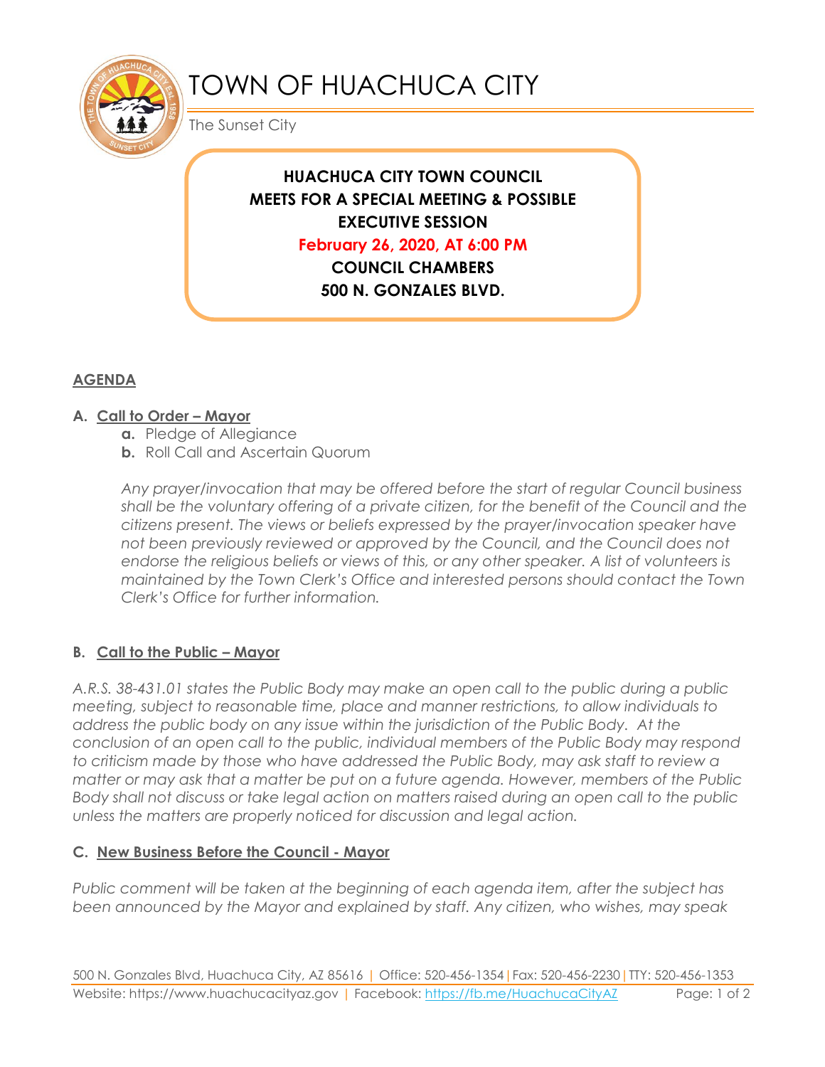# TOWN OF HUACHUCA CITY

The Sunset City

**HUACHUCA CITY TOWN COUNCIL**
**MEETS FOR A SPECIAL MEETING & POSSIBLE EXECUTIVE SESSION**
**February 26, 2020, AT 6:00 PM**
**COUNCIL CHAMBERS**
**500 N. GONZALES BLVD.**

## AGENDA

### A. Call to Order – Mayor

**a.** Pledge of Allegiance
**b.** Roll Call and Ascertain Quorum

*Any prayer/invocation that may be offered before the start of regular Council business shall be the voluntary offering of a private citizen, for the benefit of the Council and the citizens present. The views or beliefs expressed by the prayer/invocation speaker have not been previously reviewed or approved by the Council, and the Council does not endorse the religious beliefs or views of this, or any other speaker. A list of volunteers is maintained by the Town Clerk's Office and interested persons should contact the Town Clerk's Office for further information.*

### B. Call to the Public – Mayor

*A.R.S. 38-431.01 states the Public Body may make an open call to the public during a public meeting, subject to reasonable time, place and manner restrictions, to allow individuals to address the public body on any issue within the jurisdiction of the Public Body. At the conclusion of an open call to the public, individual members of the Public Body may respond to criticism made by those who have addressed the Public Body, may ask staff to review a matter or may ask that a matter be put on a future agenda. However, members of the Public Body shall not discuss or take legal action on matters raised during an open call to the public unless the matters are properly noticed for discussion and legal action.*

### C. New Business Before the Council - Mayor

*Public comment will be taken at the beginning of each agenda item, after the subject has been announced by the Mayor and explained by staff. Any citizen, who wishes, may speak*

500 N. Gonzales Blvd, Huachuca City, AZ 85616 | Office: 520-456-1354 | Fax: 520-456-2230 | TTY: 520-456-1353
Website: https://www.huachucacityaz.gov | Facebook: https://fb.me/HuachucaCityAZ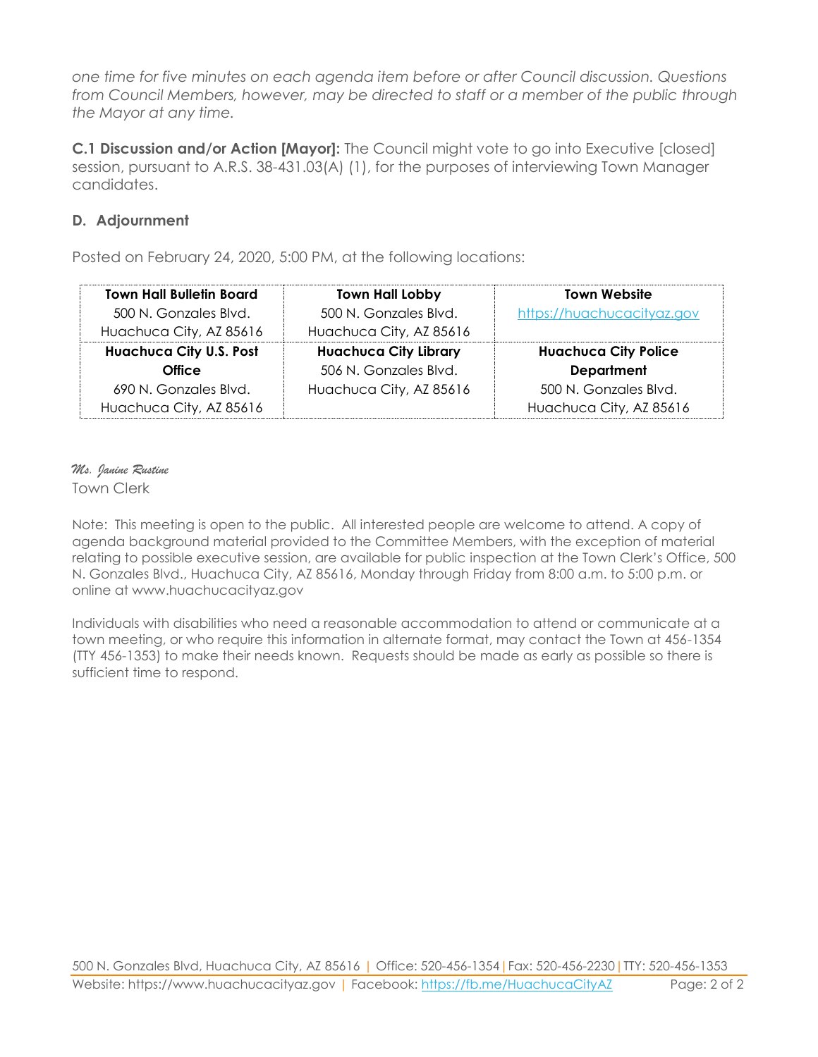*one time for five minutes on each agenda item before or after Council discussion. Questions from Council Members, however, may be directed to staff or a member of the public through the Mayor at any time.*

**C.1 Discussion and/or Action [Mayor]:** The Council might vote to go into Executive [closed] session, pursuant to A.R.S. 38-431.03(A) (1), for the purposes of interviewing Town Manager candidates.

## D. Adjournment

Posted on February 24, 2020, 5:00 PM, at the following locations:

| | | |
|---|---|---|
| **Town Hall Bulletin Board**<br>500 N. Gonzales Blvd.<br>Huachuca City, AZ 85616 | **Town Hall Lobby**<br>500 N. Gonzales Blvd.<br>Huachuca City, AZ 85616 | **Town Website**<br>https://huachucacityaz.gov |
| **Huachuca City U.S. Post Office**<br>690 N. Gonzales Blvd.<br>Huachuca City, AZ 85616 | **Huachuca City Library**<br>506 N. Gonzales Blvd.<br>Huachuca City, AZ 85616 | **Huachuca City Police Department**<br>500 N. Gonzales Blvd.<br>Huachuca City, AZ 85616 |

*Ms. Janine Rustine*
Town Clerk

Note: This meeting is open to the public. All interested people are welcome to attend. A copy of agenda background material provided to the Committee Members, with the exception of material relating to possible executive session, are available for public inspection at the Town Clerk's Office, 500 N. Gonzales Blvd., Huachuca City, AZ 85616, Monday through Friday from 8:00 a.m. to 5:00 p.m. or online at www.huachucacityaz.gov

Individuals with disabilities who need a reasonable accommodation to attend or communicate at a town meeting, or who require this information in alternate format, may contact the Town at 456-1354 (TTY 456-1353) to make their needs known. Requests should be made as early as possible so there is sufficient time to respond.